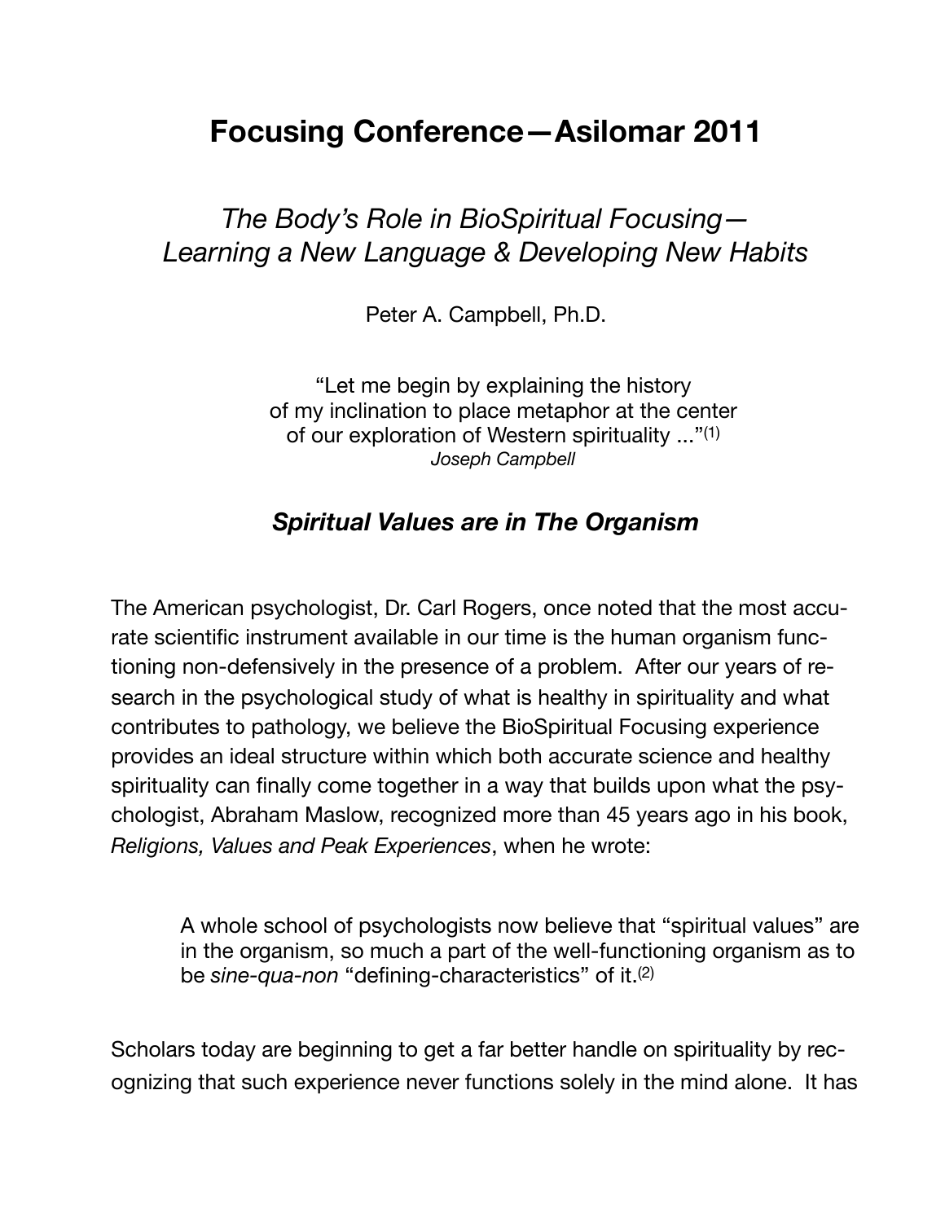# Focusing Conference—Asilomar 2011

## *The Body's Role in BioSpiritual Focusing—Learning a New Language & Developing New Habits*

Peter A. Campbell, Ph.D.

> "Let me begin by explaining the history of my inclination to place metaphor at the center of our exploration of Western spirituality ..."[(1)]
> *Joseph Campbell*

### *Spiritual Values are in The Organism*

The American psychologist, Dr. Carl Rogers, once noted that the most accurate scientific instrument available in our time is the human organism functioning non-defensively in the presence of a problem. After our years of research in the psychological study of what is healthy in spirituality and what contributes to pathology, we believe the BioSpiritual Focusing experience provides an ideal structure within which both accurate science and healthy spirituality can finally come together in a way that builds upon what the psychologist, Abraham Maslow, recognized more than 45 years ago in his book, *Religions, Values and Peak Experiences*, when he wrote:

> A whole school of psychologists now believe that "spiritual values" are in the organism, so much a part of the well-functioning organism as to be *sine-qua-non* "defining-characteristics" of it.[(2)]

Scholars today are beginning to get a far better handle on spirituality by recognizing that such experience never functions solely in the mind alone. It has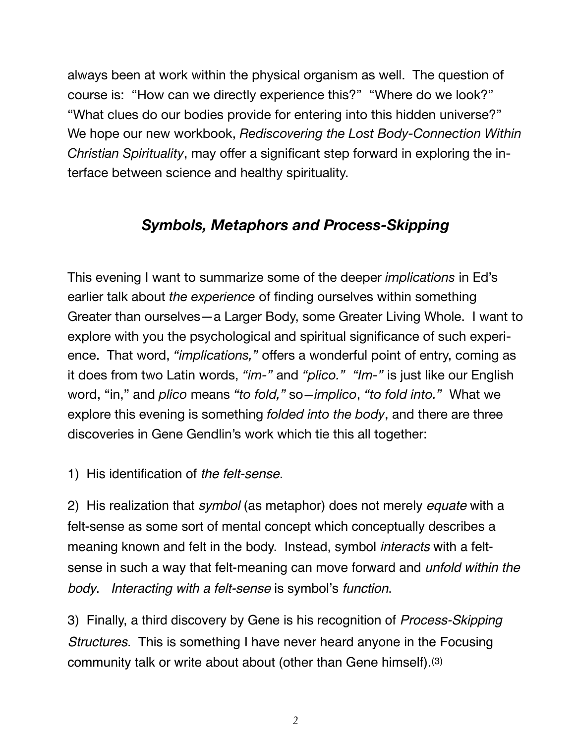always been at work within the physical organism as well. The question of course is: "How can we directly experience this?" "Where do we look?" "What clues do our bodies provide for entering into this hidden universe?" We hope our new workbook, *Rediscovering the Lost Body-Connection Within Christian Spirituality*, may offer a significant step forward in exploring the interface between science and healthy spirituality.

## *Symbols, Metaphors and Process-Skipping*

This evening I want to summarize some of the deeper *implications* in Ed's earlier talk about *the experience* of finding ourselves within something Greater than ourselves—a Larger Body, some Greater Living Whole. I want to explore with you the psychological and spiritual significance of such experience. That word, *"implications,"* offers a wonderful point of entry, coming as it does from two Latin words, *"im-"* and *"plico." "Im-"* is just like our English word, "in," and *plico* means *"to fold,"* so—*implico*, *"to fold into."* What we explore this evening is something *folded into the body*, and there are three discoveries in Gene Gendlin's work which tie this all together:

1) His identification of *the felt-sense*.

2) His realization that *symbol* (as metaphor) does not merely *equate* with a felt-sense as some sort of mental concept which conceptually describes a meaning known and felt in the body. Instead, symbol *interacts* with a felt-sense in such a way that felt-meaning can move forward and *unfold within the body*. *Interacting with a felt-sense* is symbol's *function*.

3) Finally, a third discovery by Gene is his recognition of *Process-Skipping Structures*. This is something I have never heard anyone in the Focusing community talk or write about about (other than Gene himself).[3]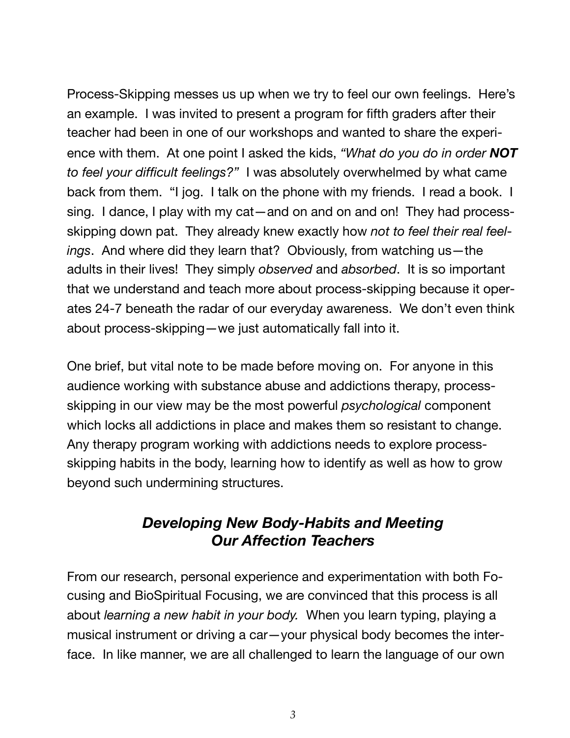Process-Skipping messes us up when we try to feel our own feelings. Here's an example. I was invited to present a program for fifth graders after their teacher had been in one of our workshops and wanted to share the experience with them. At one point I asked the kids, *"What do you do in order **NOT** to feel your difficult feelings?"* I was absolutely overwhelmed by what came back from them. "I jog. I talk on the phone with my friends. I read a book. I sing. I dance, I play with my cat—and on and on and on! They had process-skipping down pat. They already knew exactly how *not to feel their real feelings*. And where did they learn that? Obviously, from watching us—the adults in their lives! They simply *observed* and *absorbed*. It is so important that we understand and teach more about process-skipping because it operates 24-7 beneath the radar of our everyday awareness. We don't even think about process-skipping—we just automatically fall into it.

One brief, but vital note to be made before moving on. For anyone in this audience working with substance abuse and addictions therapy, process-skipping in our view may be the most powerful *psychological* component which locks all addictions in place and makes them so resistant to change. Any therapy program working with addictions needs to explore process-skipping habits in the body, learning how to identify as well as how to grow beyond such undermining structures.

## *Developing New Body-Habits and Meeting Our Affection Teachers*

From our research, personal experience and experimentation with both Focusing and BioSpiritual Focusing, we are convinced that this process is all about *learning a new habit in your body.* When you learn typing, playing a musical instrument or driving a car—your physical body becomes the interface. In like manner, we are all challenged to learn the language of our own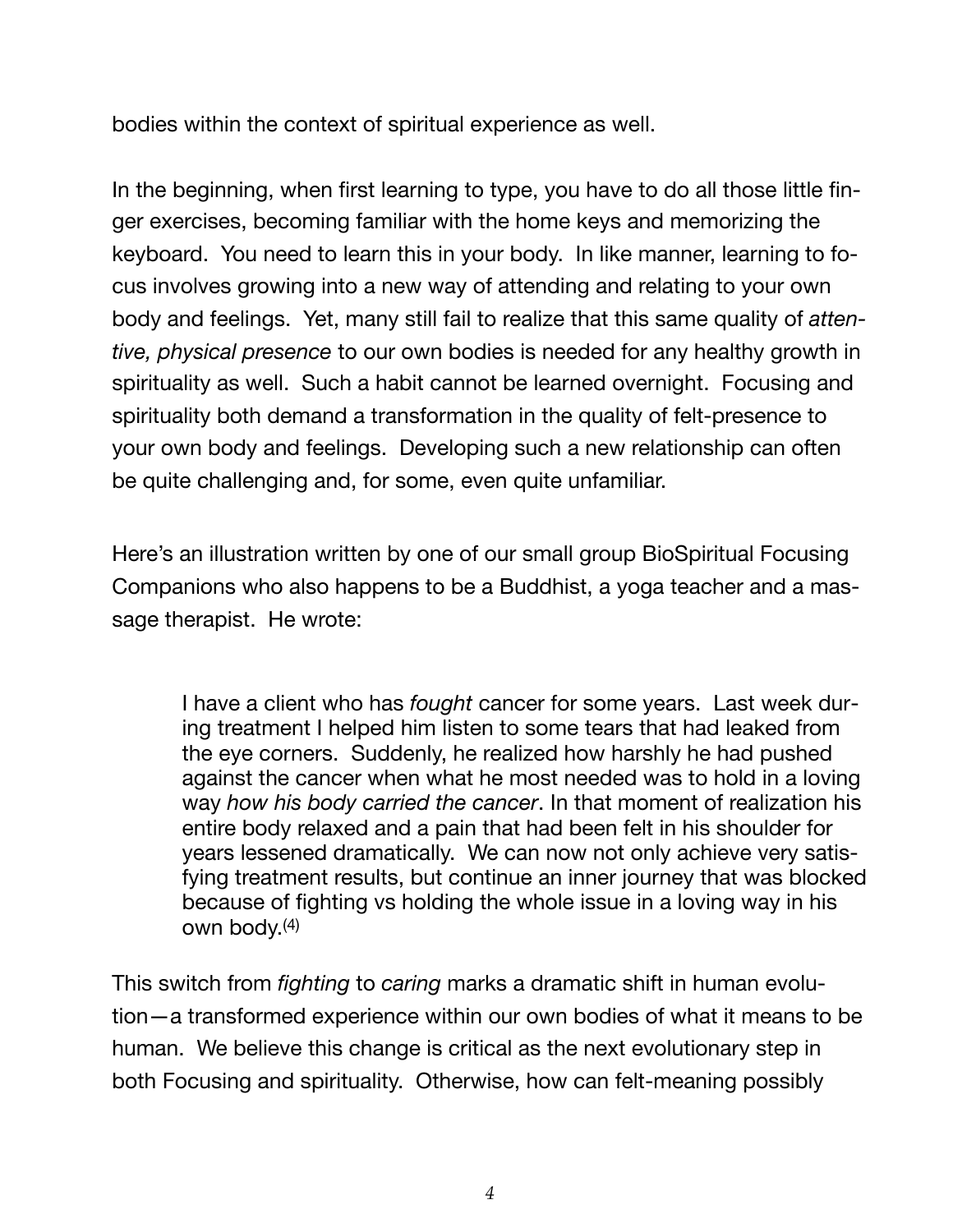bodies within the context of spiritual experience as well.

In the beginning, when first learning to type, you have to do all those little finger exercises, becoming familiar with the home keys and memorizing the keyboard. You need to learn this in your body. In like manner, learning to focus involves growing into a new way of attending and relating to your own body and feelings. Yet, many still fail to realize that this same quality of *attentive, physical presence* to our own bodies is needed for any healthy growth in spirituality as well. Such a habit cannot be learned overnight. Focusing and spirituality both demand a transformation in the quality of felt-presence to your own body and feelings. Developing such a new relationship can often be quite challenging and, for some, even quite unfamiliar.

Here's an illustration written by one of our small group BioSpiritual Focusing Companions who also happens to be a Buddhist, a yoga teacher and a massage therapist. He wrote:

> I have a client who has *fought* cancer for some years. Last week during treatment I helped him listen to some tears that had leaked from the eye corners. Suddenly, he realized how harshly he had pushed against the cancer when what he most needed was to hold in a loving way *how his body carried the cancer*. In that moment of realization his entire body relaxed and a pain that had been felt in his shoulder for years lessened dramatically. We can now not only achieve very satisfying treatment results, but continue an inner journey that was blocked because of fighting vs holding the whole issue in a loving way in his own body.(4)

This switch from *fighting* to *caring* marks a dramatic shift in human evolution—a transformed experience within our own bodies of what it means to be human. We believe this change is critical as the next evolutionary step in both Focusing and spirituality. Otherwise, how can felt-meaning possibly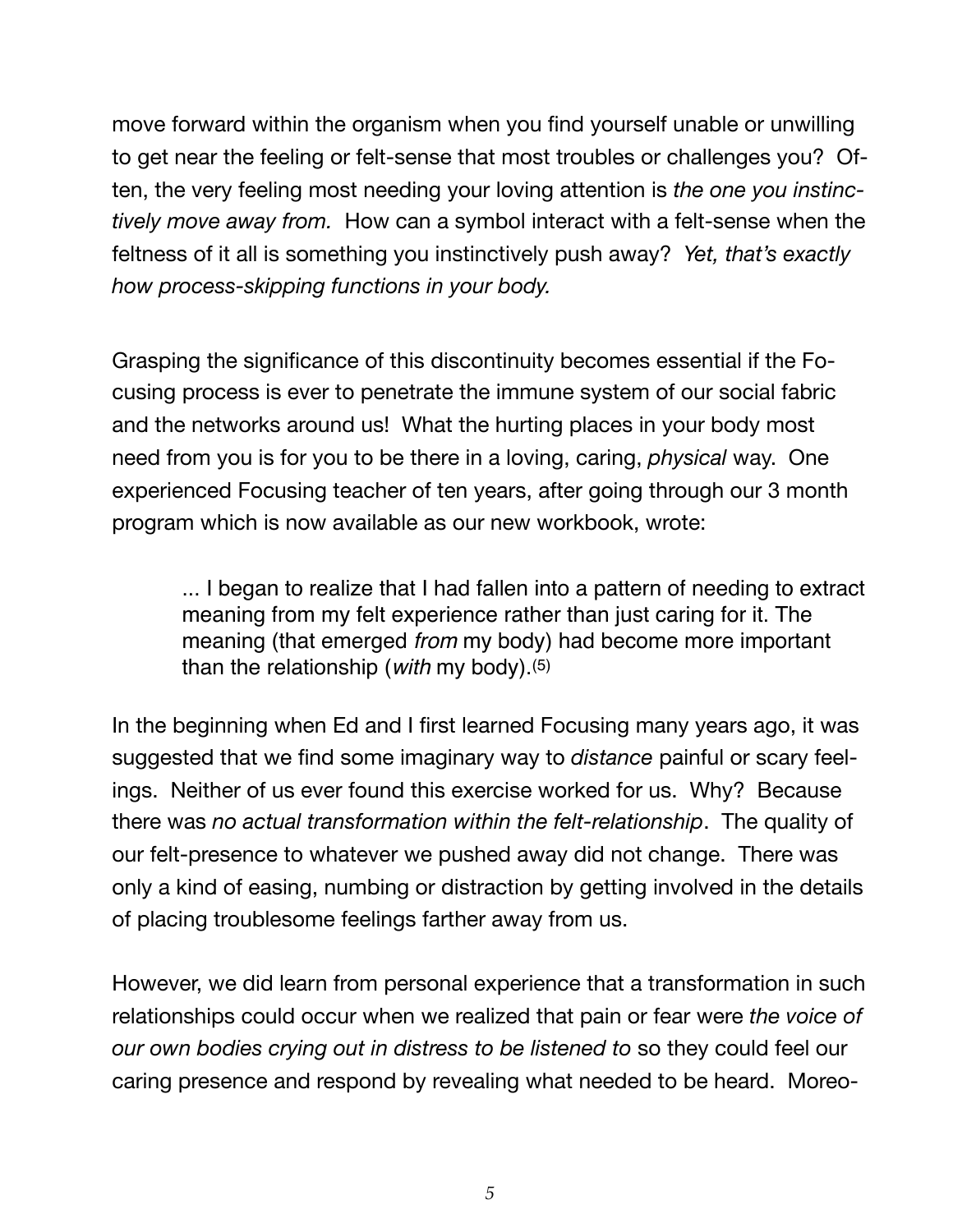move forward within the organism when you find yourself unable or unwilling to get near the feeling or felt-sense that most troubles or challenges you? Often, the very feeling most needing your loving attention is *the one you instinctively move away from.* How can a symbol interact with a felt-sense when the feltness of it all is something you instinctively push away? *Yet, that's exactly how process-skipping functions in your body.*

Grasping the significance of this discontinuity becomes essential if the Focusing process is ever to penetrate the immune system of our social fabric and the networks around us! What the hurting places in your body most need from you is for you to be there in a loving, caring, *physical* way. One experienced Focusing teacher of ten years, after going through our 3 month program which is now available as our new workbook, wrote:

> ... I began to realize that I had fallen into a pattern of needing to extract meaning from my felt experience rather than just caring for it. The meaning (that emerged *from* my body) had become more important than the relationship (*with* my body).(5)

In the beginning when Ed and I first learned Focusing many years ago, it was suggested that we find some imaginary way to *distance* painful or scary feelings. Neither of us ever found this exercise worked for us. Why? Because there was *no actual transformation within the felt-relationship*. The quality of our felt-presence to whatever we pushed away did not change. There was only a kind of easing, numbing or distraction by getting involved in the details of placing troublesome feelings farther away from us.

However, we did learn from personal experience that a transformation in such relationships could occur when we realized that pain or fear were *the voice of our own bodies crying out in distress to be listened to* so they could feel our caring presence and respond by revealing what needed to be heard. Moreo-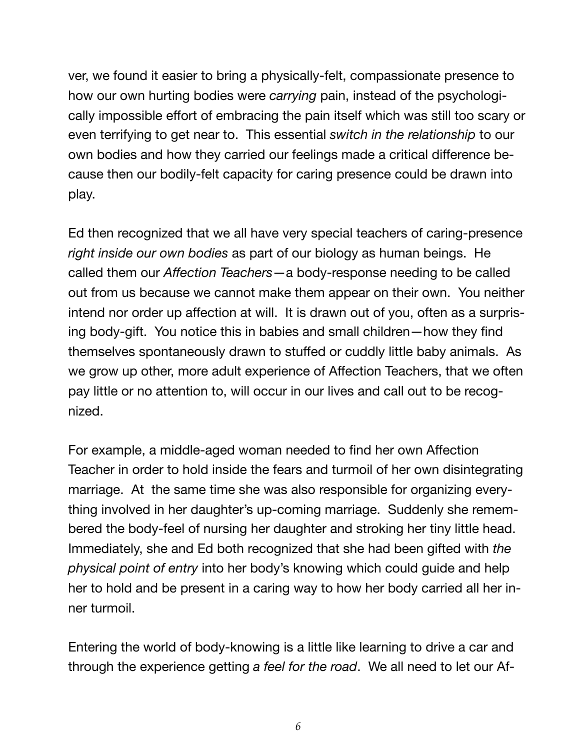ver, we found it easier to bring a physically-felt, compassionate presence to how our own hurting bodies were *carrying* pain, instead of the psychologically impossible effort of embracing the pain itself which was still too scary or even terrifying to get near to. This essential *switch in the relationship* to our own bodies and how they carried our feelings made a critical difference because then our bodily-felt capacity for caring presence could be drawn into play.

Ed then recognized that we all have very special teachers of caring-presence *right inside our own bodies* as part of our biology as human beings. He called them our *Affection Teachers*—a body-response needing to be called out from us because we cannot make them appear on their own. You neither intend nor order up affection at will. It is drawn out of you, often as a surprising body-gift. You notice this in babies and small children—how they find themselves spontaneously drawn to stuffed or cuddly little baby animals. As we grow up other, more adult experience of Affection Teachers, that we often pay little or no attention to, will occur in our lives and call out to be recognized.

For example, a middle-aged woman needed to find her own Affection Teacher in order to hold inside the fears and turmoil of her own disintegrating marriage. At the same time she was also responsible for organizing everything involved in her daughter's up-coming marriage. Suddenly she remembered the body-feel of nursing her daughter and stroking her tiny little head. Immediately, she and Ed both recognized that she had been gifted with *the physical point of entry* into her body's knowing which could guide and help her to hold and be present in a caring way to how her body carried all her inner turmoil.

Entering the world of body-knowing is a little like learning to drive a car and through the experience getting *a feel for the road*. We all need to let our Af-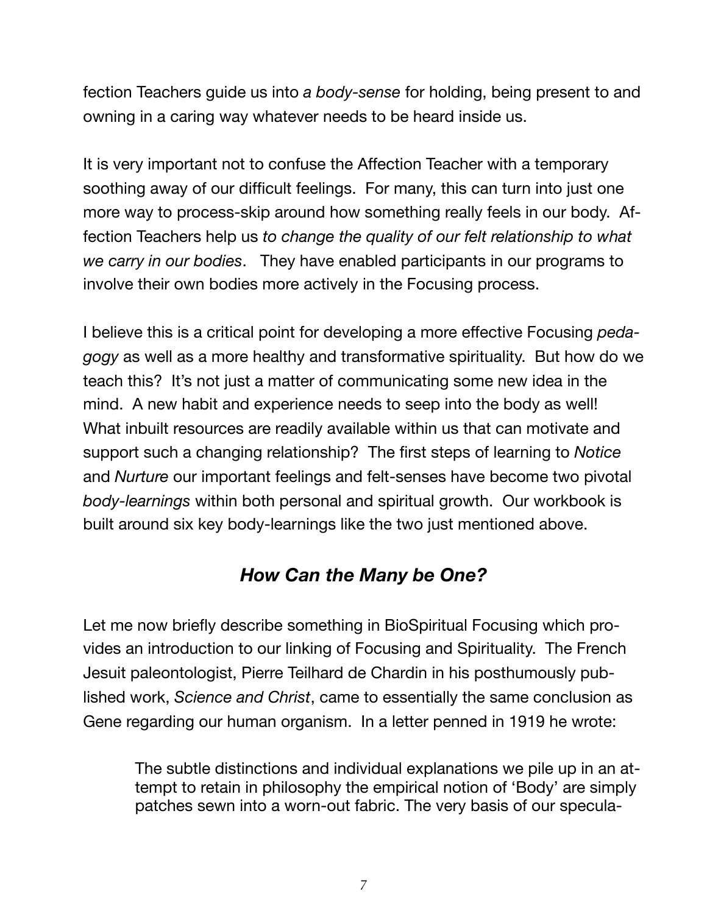fection Teachers guide us into *a body-sense* for holding, being present to and owning in a caring way whatever needs to be heard inside us.

It is very important not to confuse the Affection Teacher with a temporary soothing away of our difficult feelings. For many, this can turn into just one more way to process-skip around how something really feels in our body. Affection Teachers help us *to change the quality of our felt relationship to what we carry in our bodies*. They have enabled participants in our programs to involve their own bodies more actively in the Focusing process.

I believe this is a critical point for developing a more effective Focusing *pedagogy* as well as a more healthy and transformative spirituality. But how do we teach this? It's not just a matter of communicating some new idea in the mind. A new habit and experience needs to seep into the body as well! What inbuilt resources are readily available within us that can motivate and support such a changing relationship? The first steps of learning to *Notice* and *Nurture* our important feelings and felt-senses have become two pivotal *body-learnings* within both personal and spiritual growth. Our workbook is built around six key body-learnings like the two just mentioned above.

## ***How Can the Many be One?***

Let me now briefly describe something in BioSpiritual Focusing which provides an introduction to our linking of Focusing and Spirituality. The French Jesuit paleontologist, Pierre Teilhard de Chardin in his posthumously published work, *Science and Christ*, came to essentially the same conclusion as Gene regarding our human organism. In a letter penned in 1919 he wrote:

> The subtle distinctions and individual explanations we pile up in an attempt to retain in philosophy the empirical notion of 'Body' are simply patches sewn into a worn-out fabric. The very basis of our specula-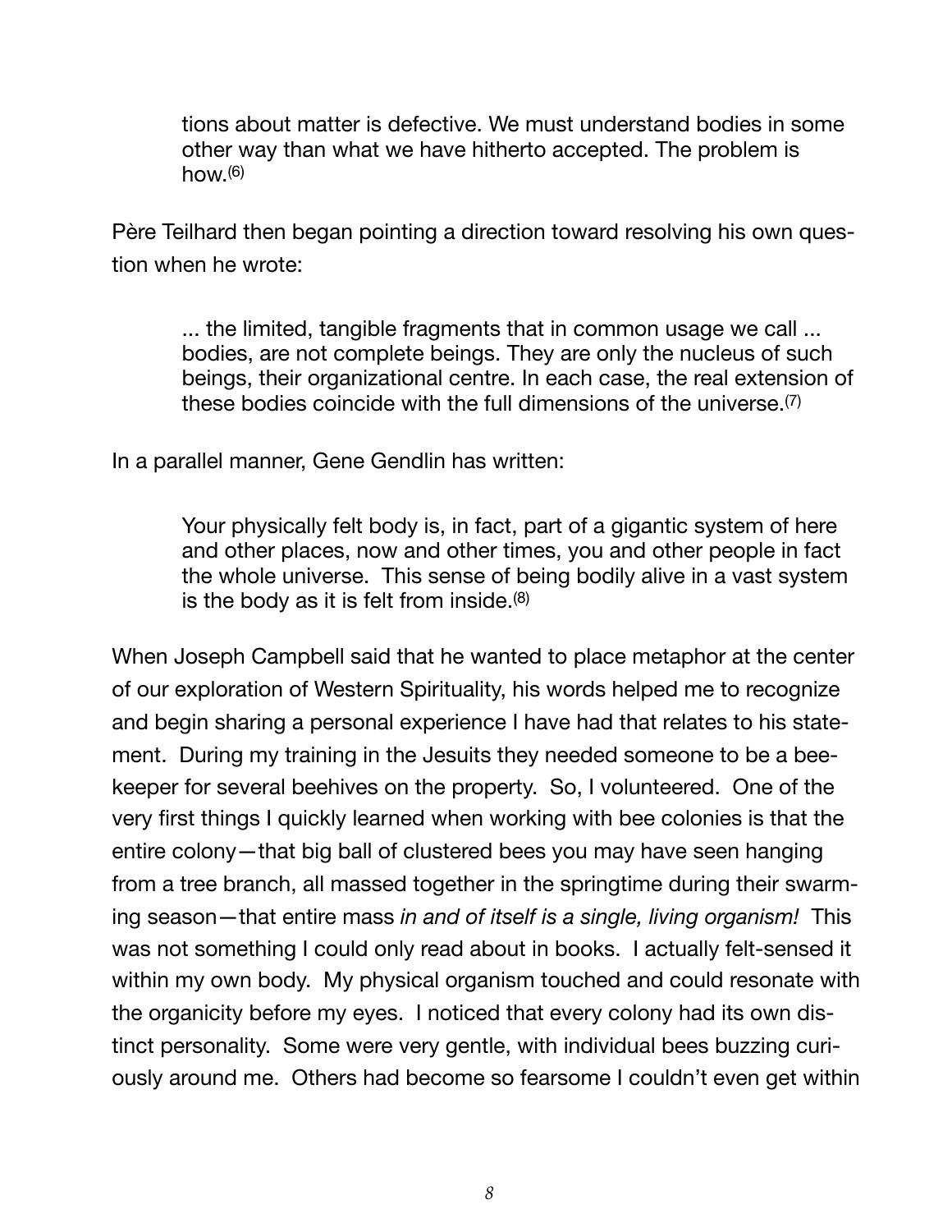> tions about matter is defective. We must understand bodies in some other way than what we have hitherto accepted. The problem is how.[6]

Père Teilhard then began pointing a direction toward resolving his own question when he wrote:

> ... the limited, tangible fragments that in common usage we call ... bodies, are not complete beings. They are only the nucleus of such beings, their organizational centre. In each case, the real extension of these bodies coincide with the full dimensions of the universe.[7]

In a parallel manner, Gene Gendlin has written:

> Your physically felt body is, in fact, part of a gigantic system of here and other places, now and other times, you and other people in fact the whole universe. This sense of being bodily alive in a vast system is the body as it is felt from inside.[8]

When Joseph Campbell said that he wanted to place metaphor at the center of our exploration of Western Spirituality, his words helped me to recognize and begin sharing a personal experience I have had that relates to his statement. During my training in the Jesuits they needed someone to be a beekeeper for several beehives on the property. So, I volunteered. One of the very first things I quickly learned when working with bee colonies is that the entire colony—that big ball of clustered bees you may have seen hanging from a tree branch, all massed together in the springtime during their swarming season—that entire mass *in and of itself is a single, living organism!* This was not something I could only read about in books. I actually felt-sensed it within my own body. My physical organism touched and could resonate with the organicity before my eyes. I noticed that every colony had its own distinct personality. Some were very gentle, with individual bees buzzing curiously around me. Others had become so fearsome I couldn't even get within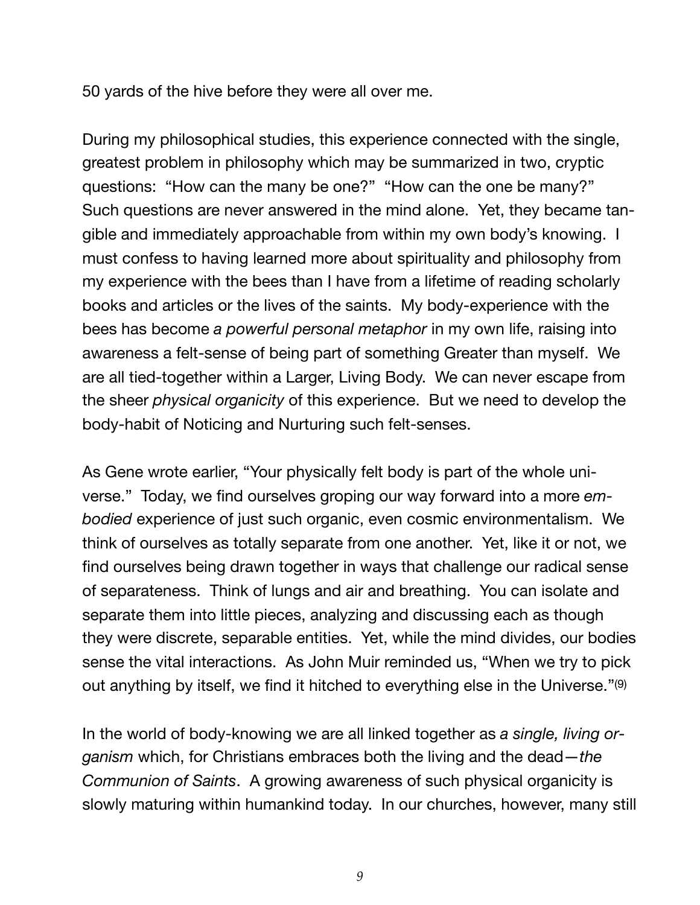50 yards of the hive before they were all over me.

During my philosophical studies, this experience connected with the single, greatest problem in philosophy which may be summarized in two, cryptic questions: "How can the many be one?" "How can the one be many?" Such questions are never answered in the mind alone. Yet, they became tangible and immediately approachable from within my own body's knowing. I must confess to having learned more about spirituality and philosophy from my experience with the bees than I have from a lifetime of reading scholarly books and articles or the lives of the saints. My body-experience with the bees has become *a powerful personal metaphor* in my own life, raising into awareness a felt-sense of being part of something Greater than myself. We are all tied-together within a Larger, Living Body. We can never escape from the sheer *physical organicity* of this experience. But we need to develop the body-habit of Noticing and Nurturing such felt-senses.

As Gene wrote earlier, "Your physically felt body is part of the whole universe." Today, we find ourselves groping our way forward into a more *embodied* experience of just such organic, even cosmic environmentalism. We think of ourselves as totally separate from one another. Yet, like it or not, we find ourselves being drawn together in ways that challenge our radical sense of separateness. Think of lungs and air and breathing. You can isolate and separate them into little pieces, analyzing and discussing each as though they were discrete, separable entities. Yet, while the mind divides, our bodies sense the vital interactions. As John Muir reminded us, "When we try to pick out anything by itself, we find it hitched to everything else in the Universe."(9)

In the world of body-knowing we are all linked together as *a single, living organism* which, for Christians embraces both the living and the dead—*the Communion of Saints*. A growing awareness of such physical organicity is slowly maturing within humankind today. In our churches, however, many still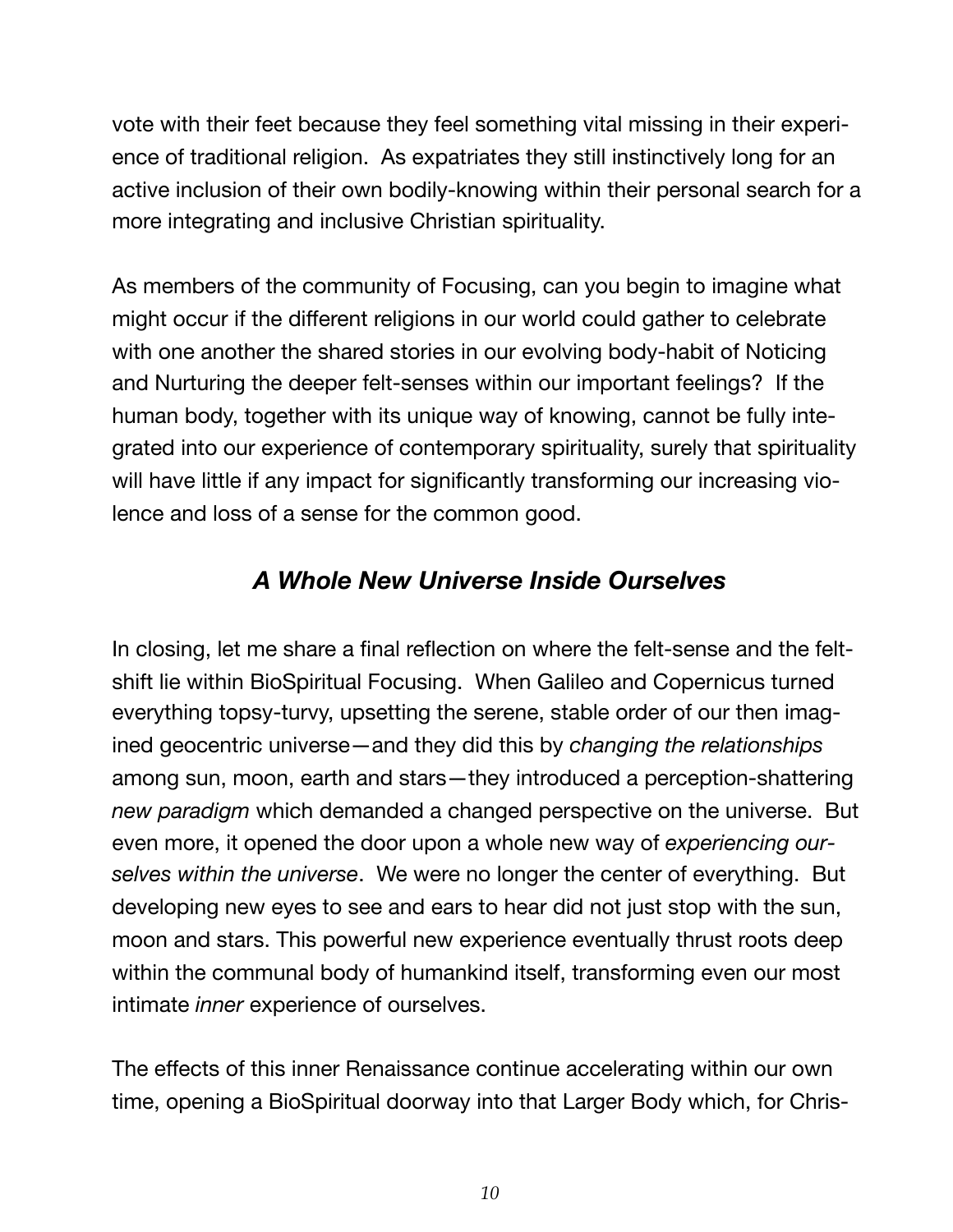vote with their feet because they feel something vital missing in their experience of traditional religion. As expatriates they still instinctively long for an active inclusion of their own bodily-knowing within their personal search for a more integrating and inclusive Christian spirituality.

As members of the community of Focusing, can you begin to imagine what might occur if the different religions in our world could gather to celebrate with one another the shared stories in our evolving body-habit of Noticing and Nurturing the deeper felt-senses within our important feelings? If the human body, together with its unique way of knowing, cannot be fully integrated into our experience of contemporary spirituality, surely that spirituality will have little if any impact for significantly transforming our increasing violence and loss of a sense for the common good.

## *A Whole New Universe Inside Ourselves*

In closing, let me share a final reflection on where the felt-sense and the felt-shift lie within BioSpiritual Focusing. When Galileo and Copernicus turned everything topsy-turvy, upsetting the serene, stable order of our then imagined geocentric universe—and they did this by *changing the relationships* among sun, moon, earth and stars—they introduced a perception-shattering *new paradigm* which demanded a changed perspective on the universe. But even more, it opened the door upon a whole new way of *experiencing ourselves within the universe*. We were no longer the center of everything. But developing new eyes to see and ears to hear did not just stop with the sun, moon and stars. This powerful new experience eventually thrust roots deep within the communal body of humankind itself, transforming even our most intimate *inner* experience of ourselves.

The effects of this inner Renaissance continue accelerating within our own time, opening a BioSpiritual doorway into that Larger Body which, for Chris-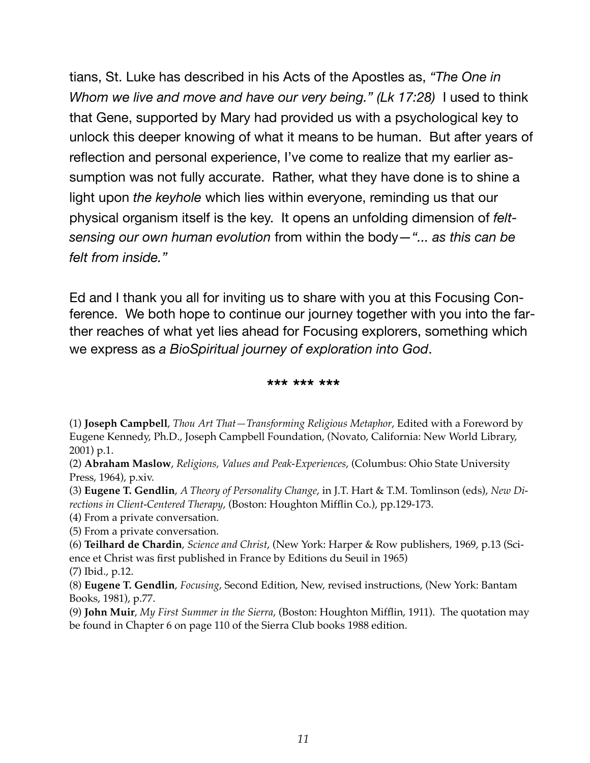tians, St. Luke has described in his Acts of the Apostles as, *"The One in Whom we live and move and have our very being." (Lk 17:28)* I used to think that Gene, supported by Mary had provided us with a psychological key to unlock this deeper knowing of what it means to be human. But after years of reflection and personal experience, I've come to realize that my earlier assumption was not fully accurate. Rather, what they have done is to shine a light upon *the keyhole* which lies within everyone, reminding us that our physical organism itself is the key. It opens an unfolding dimension of *felt-sensing our own human evolution* from within the body—*"... as this can be felt from inside."*

Ed and I thank you all for inviting us to share with you at this Focusing Conference. We both hope to continue our journey together with you into the farther reaches of what yet lies ahead for Focusing explorers, something which we express as *a BioSpiritual journey of exploration into God*.

**\*\*\* \*\*\* \*\*\***

(1) **Joseph Campbell**, *Thou Art That—Transforming Religious Metaphor*, Edited with a Foreword by Eugene Kennedy, Ph.D., Joseph Campbell Foundation, (Novato, California: New World Library, 2001) p.1.

(2) **Abraham Maslow**, *Religions, Values and Peak-Experiences*, (Columbus: Ohio State University Press, 1964), p.xiv.

(3) **Eugene T. Gendlin**, *A Theory of Personality Change*, in J.T. Hart & T.M. Tomlinson (eds), *New Directions in Client-Centered Therapy*, (Boston: Houghton Mifflin Co.), pp.129-173.

(4) From a private conversation.

(5) From a private conversation.

(6) **Teilhard de Chardin**, *Science and Christ*, (New York: Harper & Row publishers, 1969, p.13 (Science et Christ was first published in France by Editions du Seuil in 1965)

(7) Ibid., p.12.

(8) **Eugene T. Gendlin**, *Focusing*, Second Edition, New, revised instructions, (New York: Bantam Books, 1981), p.77.

(9) **John Muir**, *My First Summer in the Sierra*, (Boston: Houghton Mifflin, 1911). The quotation may be found in Chapter 6 on page 110 of the Sierra Club books 1988 edition.